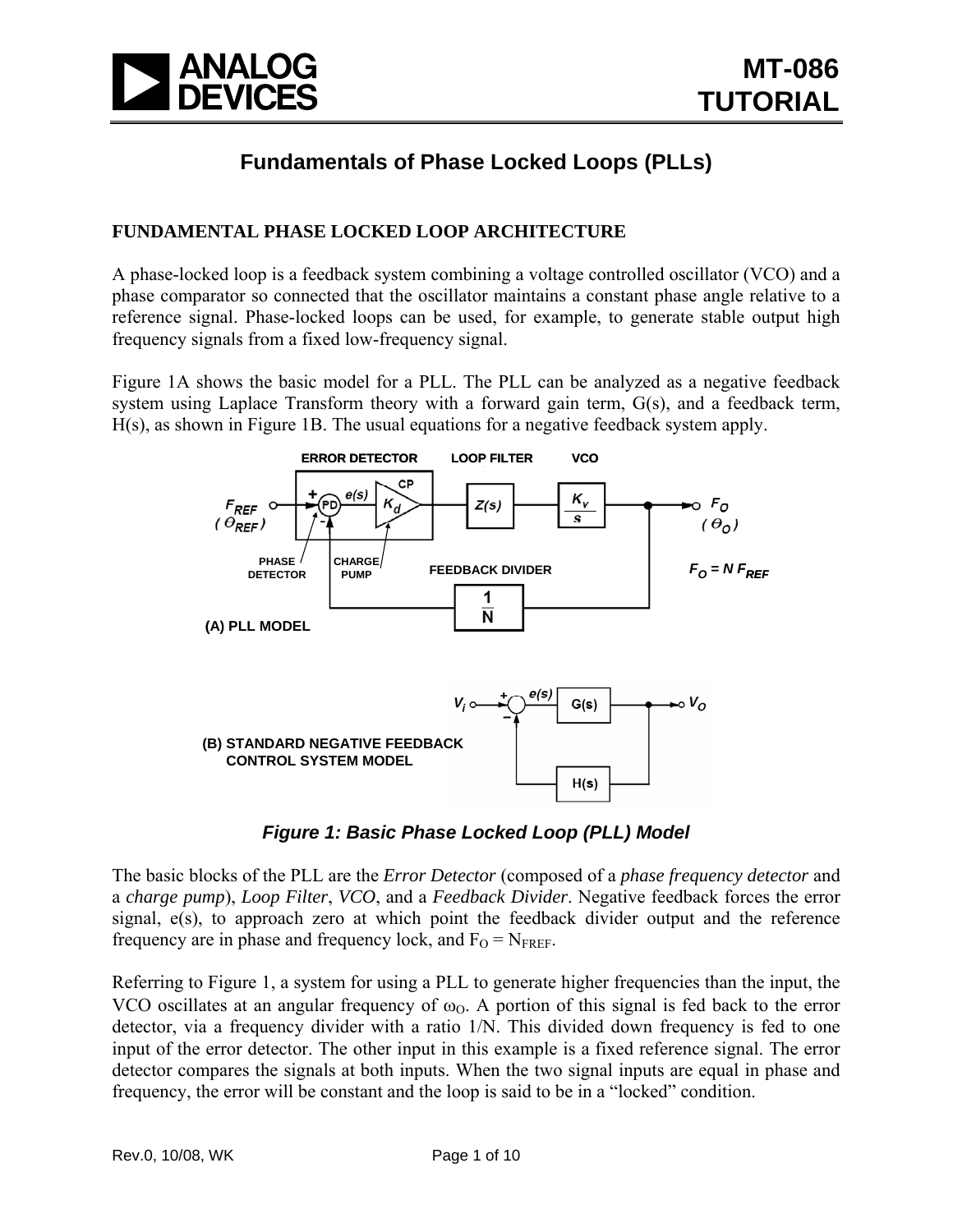# Fundamentals of Phase Locked Loops (PLLs)

## FUNDAMENTAL PHASE LOCKED LOOP ARCHITECTURE

A phase-locked loop is a feedback system combining a voltage controlled oscillator (VCO) and a phase comparator so connected that the oscillator maintains a constant phase angle relative to a reference signal. Phase-locked loops can be used, for example, to generate stable output high frequency signals from a fixed low-frequency signal.

Figure 1A shows the basic model for a PLL. The PLL can be analyzed as a negative feedback system using Laplace Transform theory with a forward gain term, G(s), and a feedback term, H(s), as shown in Figure 1B. The usual equations for a negative feedback system apply.

*Figure 1: Basic Phase Locked Loop (PLL) Model*

The basic blocks of the PLL are the *Error Detector* (composed of a *phase frequency detector* and a *charge pump*), *Loop Filter*, *VCO*, and a *Feedback Divider*. Negative feedback forces the error signal, e(s), to approach zero at which point the feedback divider output and the reference frequency are in phase and frequency lock, and $F_O = N_{FREF}$.

Referring to Figure 1, a system for using a PLL to generate higher frequencies than the input, the VCO oscillates at an angular frequency of $\omega_O$. A portion of this signal is fed back to the error detector, via a frequency divider with a ratio 1/N. This divided down frequency is fed to one input of the error detector. The other input in this example is a fixed reference signal. The error detector compares the signals at both inputs. When the two signal inputs are equal in phase and frequency, the error will be constant and the loop is said to be in a "locked" condition.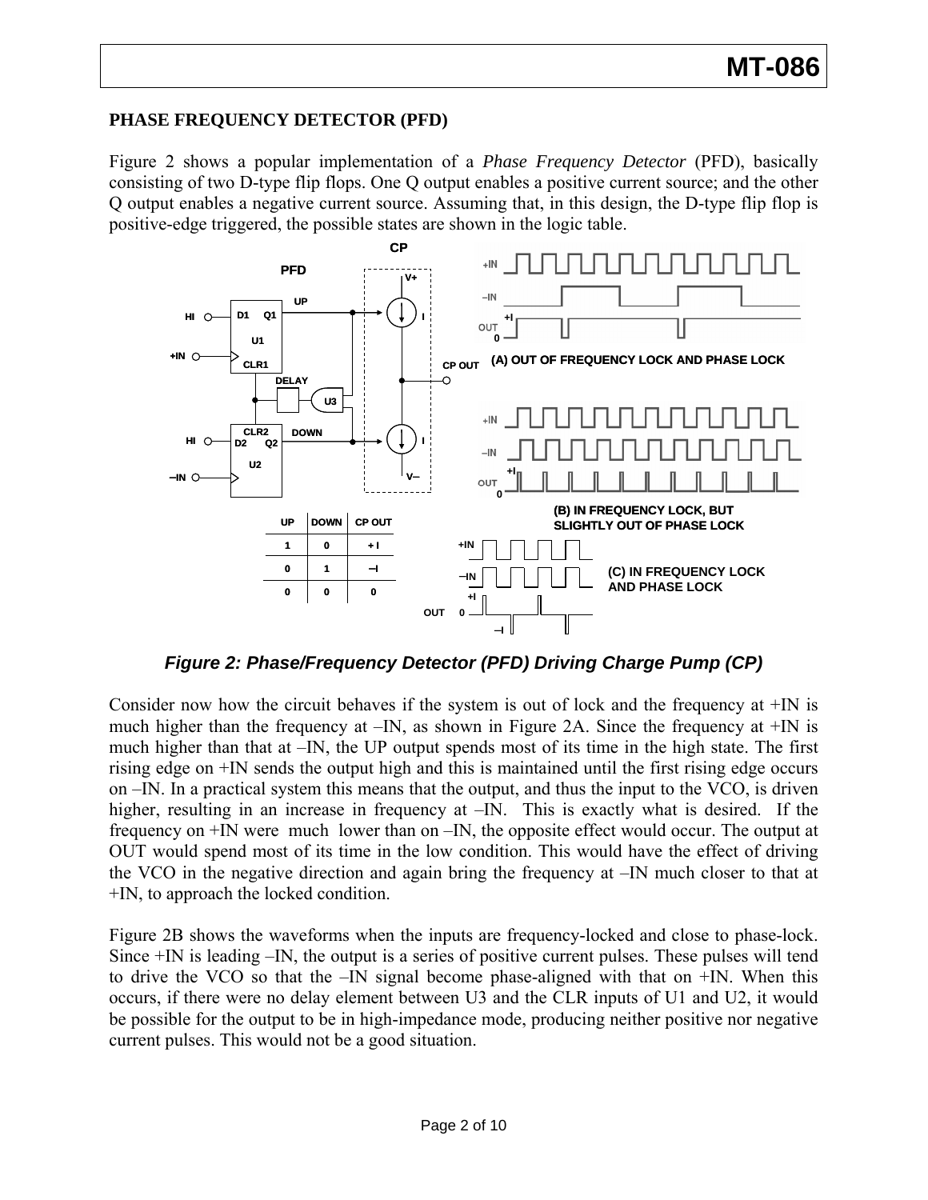## PHASE FREQUENCY DETECTOR (PFD)

Figure 2 shows a popular implementation of a *Phase Frequency Detector* (PFD), basically consisting of two D-type flip flops. One Q output enables a positive current source; and the other Q output enables a negative current source. Assuming that, in this design, the D-type flip flop is positive-edge triggered, the possible states are shown in the logic table.

| UP | DOWN | CP OUT |
|---|---|---|
| 1 | 0 | + I |
| 0 | 1 | –I |
| 0 | 0 | 0 |

***Figure 2: Phase/Frequency Detector (PFD) Driving Charge Pump (CP)***

Consider now how the circuit behaves if the system is out of lock and the frequency at +IN is much higher than the frequency at –IN, as shown in Figure 2A. Since the frequency at +IN is much higher than that at –IN, the UP output spends most of its time in the high state. The first rising edge on +IN sends the output high and this is maintained until the first rising edge occurs on –IN. In a practical system this means that the output, and thus the input to the VCO, is driven higher, resulting in an increase in frequency at –IN. This is exactly what is desired. If the frequency on +IN were much lower than on –IN, the opposite effect would occur. The output at OUT would spend most of its time in the low condition. This would have the effect of driving the VCO in the negative direction and again bring the frequency at –IN much closer to that at +IN, to approach the locked condition.

Figure 2B shows the waveforms when the inputs are frequency-locked and close to phase-lock. Since +IN is leading –IN, the output is a series of positive current pulses. These pulses will tend to drive the VCO so that the –IN signal become phase-aligned with that on +IN. When this occurs, if there were no delay element between U3 and the CLR inputs of U1 and U2, it would be possible for the output to be in high-impedance mode, producing neither positive nor negative current pulses. This would not be a good situation.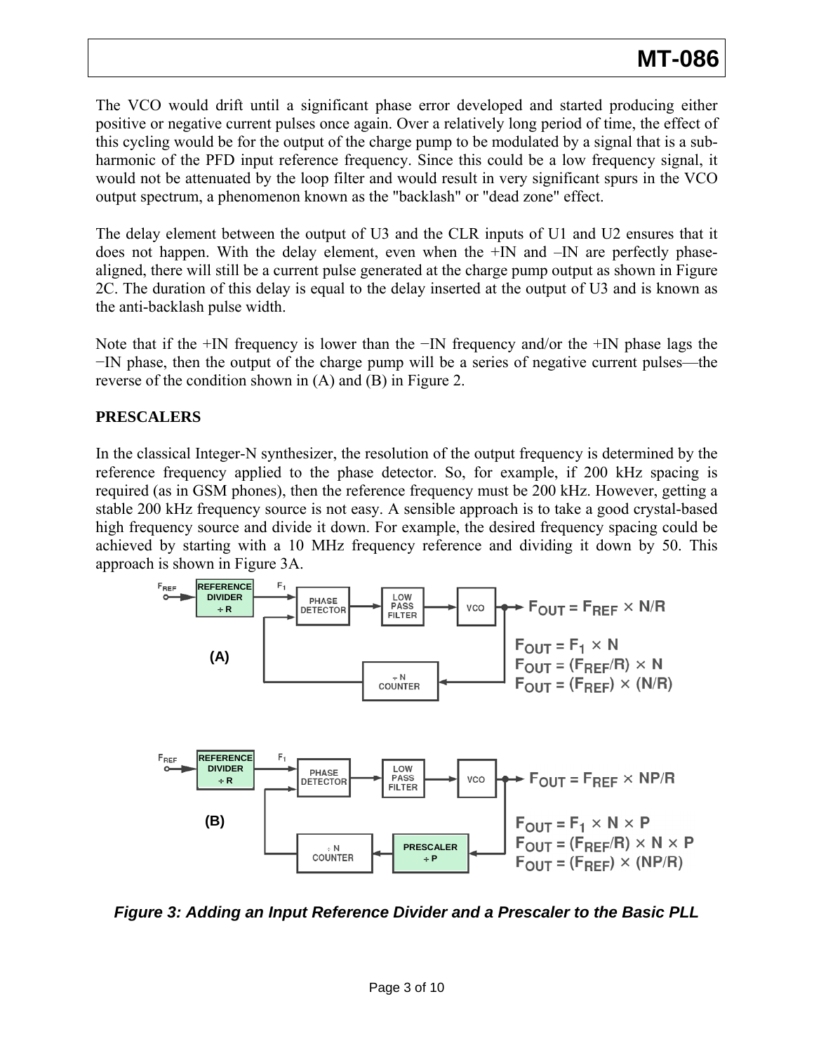The VCO would drift until a significant phase error developed and started producing either positive or negative current pulses once again. Over a relatively long period of time, the effect of this cycling would be for the output of the charge pump to be modulated by a signal that is a sub-harmonic of the PFD input reference frequency. Since this could be a low frequency signal, it would not be attenuated by the loop filter and would result in very significant spurs in the VCO output spectrum, a phenomenon known as the "backlash" or "dead zone" effect.

The delay element between the output of U3 and the CLR inputs of U1 and U2 ensures that it does not happen. With the delay element, even when the +IN and –IN are perfectly phase-aligned, there will still be a current pulse generated at the charge pump output as shown in Figure 2C. The duration of this delay is equal to the delay inserted at the output of U3 and is known as the anti-backlash pulse width.

Note that if the +IN frequency is lower than the −IN frequency and/or the +IN phase lags the −IN phase, then the output of the charge pump will be a series of negative current pulses—the reverse of the condition shown in (A) and (B) in Figure 2.

**PRESCALERS**

In the classical Integer-N synthesizer, the resolution of the output frequency is determined by the reference frequency applied to the phase detector. So, for example, if 200 kHz spacing is required (as in GSM phones), then the reference frequency must be 200 kHz. However, getting a stable 200 kHz frequency source is not easy. A sensible approach is to take a good crystal-based high frequency source and divide it down. For example, the desired frequency spacing could be achieved by starting with a 10 MHz frequency reference and dividing it down by 50. This approach is shown in Figure 3A.

(A)

$F_{OUT} = F_{REF} \times N/R$

$F_{OUT} = F_1 \times N$

$F_{OUT} = (F_{REF}/R) \times N$

$F_{OUT} = (F_{REF}) \times (N/R)$

(B)

$F_{OUT} = F_{REF} \times NP/R$

$F_{OUT} = F_1 \times N \times P$

$F_{OUT} = (F_{REF}/R) \times N \times P$

$F_{OUT} = (F_{REF}) \times (NP/R)$

***Figure 3: Adding an Input Reference Divider and a Prescaler to the Basic PLL***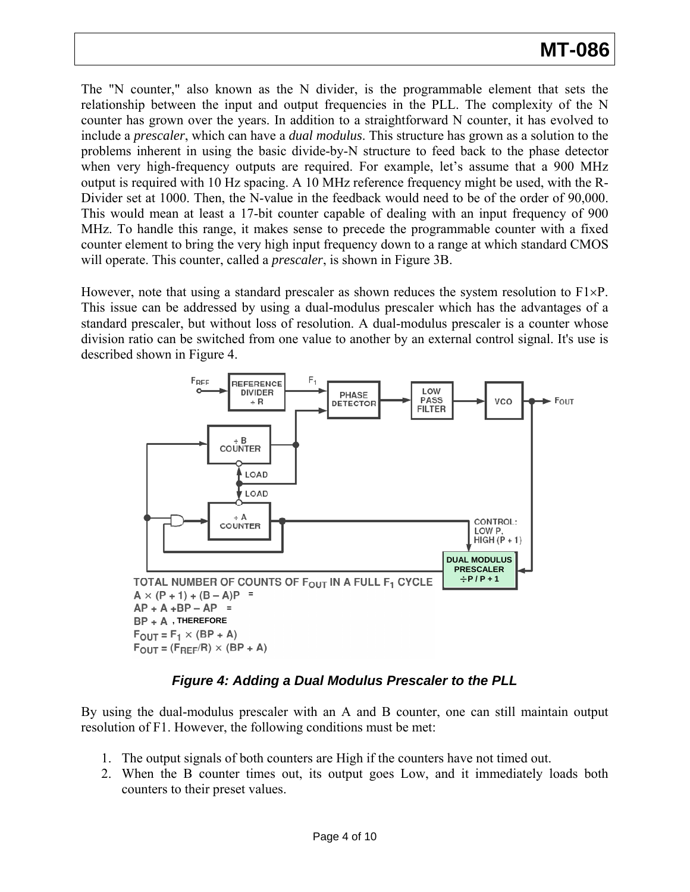The "N counter," also known as the N divider, is the programmable element that sets the relationship between the input and output frequencies in the PLL. The complexity of the N counter has grown over the years. In addition to a straightforward N counter, it has evolved to include a *prescaler*, which can have a *dual modulus*. This structure has grown as a solution to the problems inherent in using the basic divide-by-N structure to feed back to the phase detector when very high-frequency outputs are required. For example, let's assume that a 900 MHz output is required with 10 Hz spacing. A 10 MHz reference frequency might be used, with the R-Divider set at 1000. Then, the N-value in the feedback would need to be of the order of 90,000. This would mean at least a 17-bit counter capable of dealing with an input frequency of 900 MHz. To handle this range, it makes sense to precede the programmable counter with a fixed counter element to bring the very high input frequency down to a range at which standard CMOS will operate. This counter, called a *prescaler*, is shown in Figure 3B.

However, note that using a standard prescaler as shown reduces the system resolution to $F1 \times P$. This issue can be addressed by using a dual-modulus prescaler which has the advantages of a standard prescaler, but without loss of resolution. A dual-modulus prescaler is a counter whose division ratio can be switched from one value to another by an external control signal. It's use is described shown in Figure 4.

TOTAL NUMBER OF COUNTS OF $F_{OUT}$ IN A FULL $F_1$ CYCLE

$A \times (P + 1) + (B - A)P$ =

$AP + A + BP - AP$ =

$BP + A$, THEREFORE

$F_{OUT} = F_1 \times (BP + A)$

$F_{OUT} = (F_{REF}/R) \times (BP + A)$

***Figure 4: Adding a Dual Modulus Prescaler to the PLL***

By using the dual-modulus prescaler with an A and B counter, one can still maintain output resolution of F1. However, the following conditions must be met:

1. The output signals of both counters are High if the counters have not timed out.
2. When the B counter times out, its output goes Low, and it immediately loads both counters to their preset values.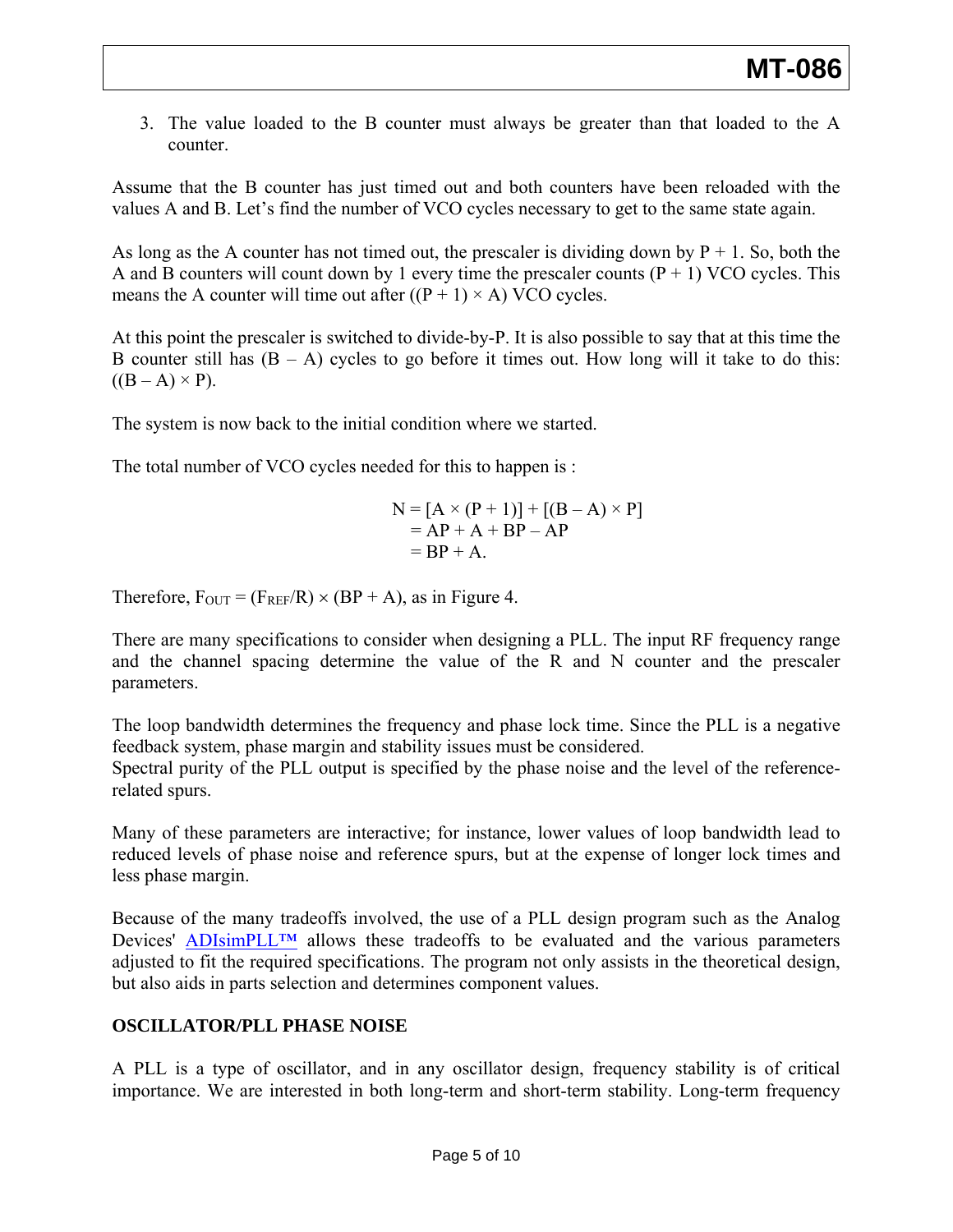3. The value loaded to the B counter must always be greater than that loaded to the A counter.

Assume that the B counter has just timed out and both counters have been reloaded with the values A and B. Let's find the number of VCO cycles necessary to get to the same state again.

As long as the A counter has not timed out, the prescaler is dividing down by P + 1. So, both the A and B counters will count down by 1 every time the prescaler counts (P + 1) VCO cycles. This means the A counter will time out after $((P + 1) \times A)$ VCO cycles.

At this point the prescaler is switched to divide-by-P. It is also possible to say that at this time the B counter still has (B – A) cycles to go before it times out. How long will it take to do this: $((B - A) \times P)$.

The system is now back to the initial condition where we started.

The total number of VCO cycles needed for this to happen is :

$$
\begin{aligned}
N &= [A \times (P + 1)] + [(B - A) \times P] \\
&= AP + A + BP - AP \\
&= BP + A.
\end{aligned}
$$

Therefore, $F_{OUT} = (F_{REF}/R) \times (BP + A)$, as in Figure 4.

There are many specifications to consider when designing a PLL. The input RF frequency range and the channel spacing determine the value of the R and N counter and the prescaler parameters.

The loop bandwidth determines the frequency and phase lock time. Since the PLL is a negative feedback system, phase margin and stability issues must be considered.
Spectral purity of the PLL output is specified by the phase noise and the level of the reference-related spurs.

Many of these parameters are interactive; for instance, lower values of loop bandwidth lead to reduced levels of phase noise and reference spurs, but at the expense of longer lock times and less phase margin.

Because of the many tradeoffs involved, the use of a PLL design program such as the Analog Devices' ADIsimPLL™ allows these tradeoffs to be evaluated and the various parameters adjusted to fit the required specifications. The program not only assists in the theoretical design, but also aids in parts selection and determines component values.

## OSCILLATOR/PLL PHASE NOISE

A PLL is a type of oscillator, and in any oscillator design, frequency stability is of critical importance. We are interested in both long-term and short-term stability. Long-term frequency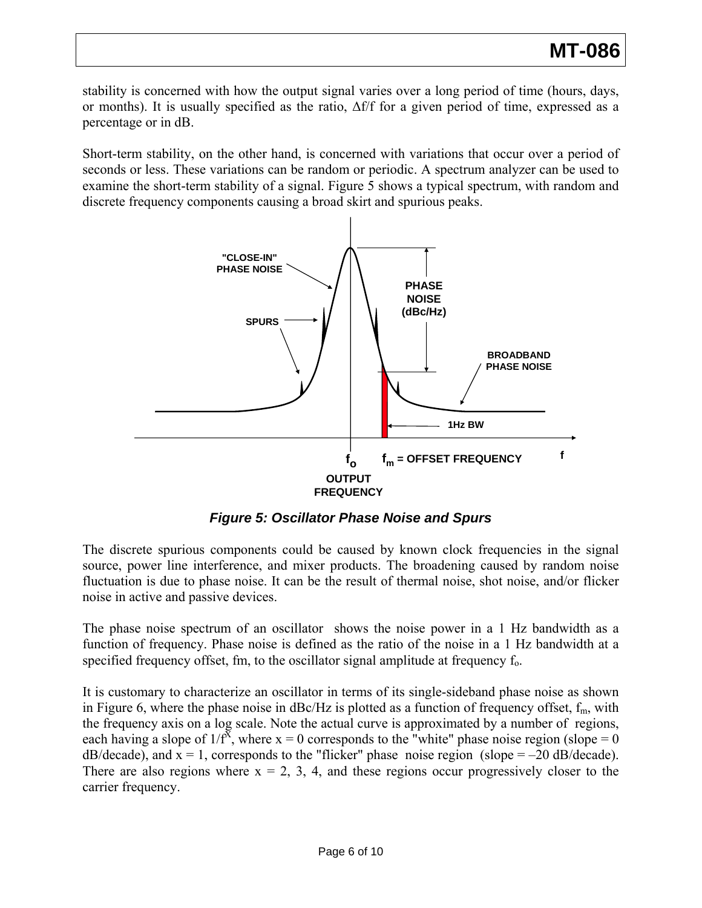stability is concerned with how the output signal varies over a long period of time (hours, days, or months). It is usually specified as the ratio, $\Delta f/f$ for a given period of time, expressed as a percentage or in dB.

Short-term stability, on the other hand, is concerned with variations that occur over a period of seconds or less. These variations can be random or periodic. A spectrum analyzer can be used to examine the short-term stability of a signal. Figure 5 shows a typical spectrum, with random and discrete frequency components causing a broad skirt and spurious peaks.

***Figure 5: Oscillator Phase Noise and Spurs***

The discrete spurious components could be caused by known clock frequencies in the signal source, power line interference, and mixer products. The broadening caused by random noise fluctuation is due to phase noise. It can be the result of thermal noise, shot noise, and/or flicker noise in active and passive devices.

The phase noise spectrum of an oscillator shows the noise power in a 1 Hz bandwidth as a function of frequency. Phase noise is defined as the ratio of the noise in a 1 Hz bandwidth at a specified frequency offset, fm, to the oscillator signal amplitude at frequency $f_o$.

It is customary to characterize an oscillator in terms of its single-sideband phase noise as shown in Figure 6, where the phase noise in dBc/Hz is plotted as a function of frequency offset, $f_m$, with the frequency axis on a log scale. Note the actual curve is approximated by a number of regions, each having a slope of $1/f^X$, where x = 0 corresponds to the "white" phase noise region (slope = 0 dB/decade), and x = 1, corresponds to the "flicker" phase noise region (slope = –20 dB/decade). There are also regions where x = 2, 3, 4, and these regions occur progressively closer to the carrier frequency.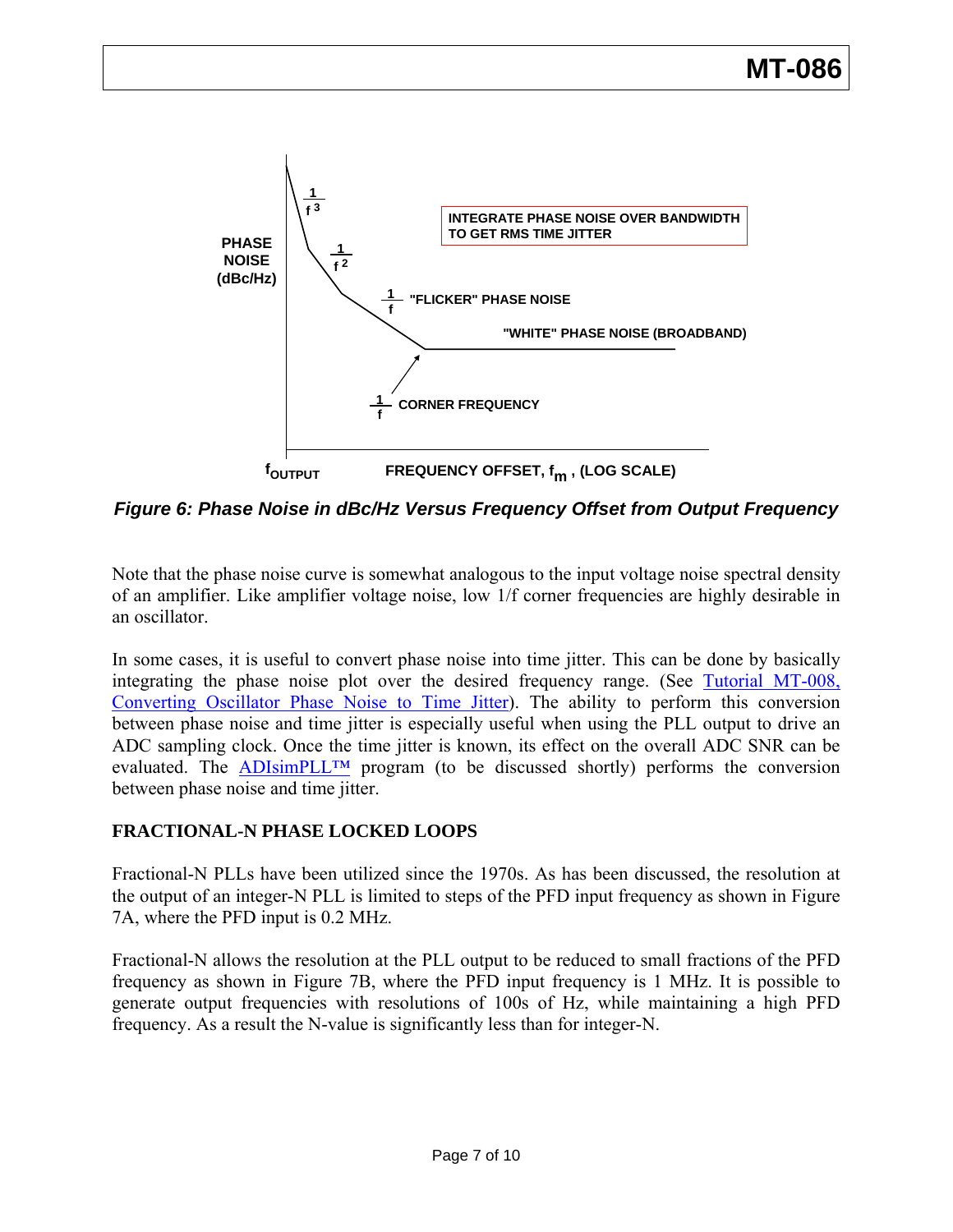Figure 6: Phase Noise in dBc/Hz Versus Frequency Offset from Output Frequency

Note that the phase noise curve is somewhat analogous to the input voltage noise spectral density of an amplifier. Like amplifier voltage noise, low 1/f corner frequencies are highly desirable in an oscillator.

In some cases, it is useful to convert phase noise into time jitter. This can be done by basically integrating the phase noise plot over the desired frequency range. (See Tutorial MT-008, Converting Oscillator Phase Noise to Time Jitter). The ability to perform this conversion between phase noise and time jitter is especially useful when using the PLL output to drive an ADC sampling clock. Once the time jitter is known, its effect on the overall ADC SNR can be evaluated. The ADIsimPLL™ program (to be discussed shortly) performs the conversion between phase noise and time jitter.

## FRACTIONAL-N PHASE LOCKED LOOPS

Fractional-N PLLs have been utilized since the 1970s. As has been discussed, the resolution at the output of an integer-N PLL is limited to steps of the PFD input frequency as shown in Figure 7A, where the PFD input is 0.2 MHz.

Fractional-N allows the resolution at the PLL output to be reduced to small fractions of the PFD frequency as shown in Figure 7B, where the PFD input frequency is 1 MHz. It is possible to generate output frequencies with resolutions of 100s of Hz, while maintaining a high PFD frequency. As a result the N-value is significantly less than for integer-N.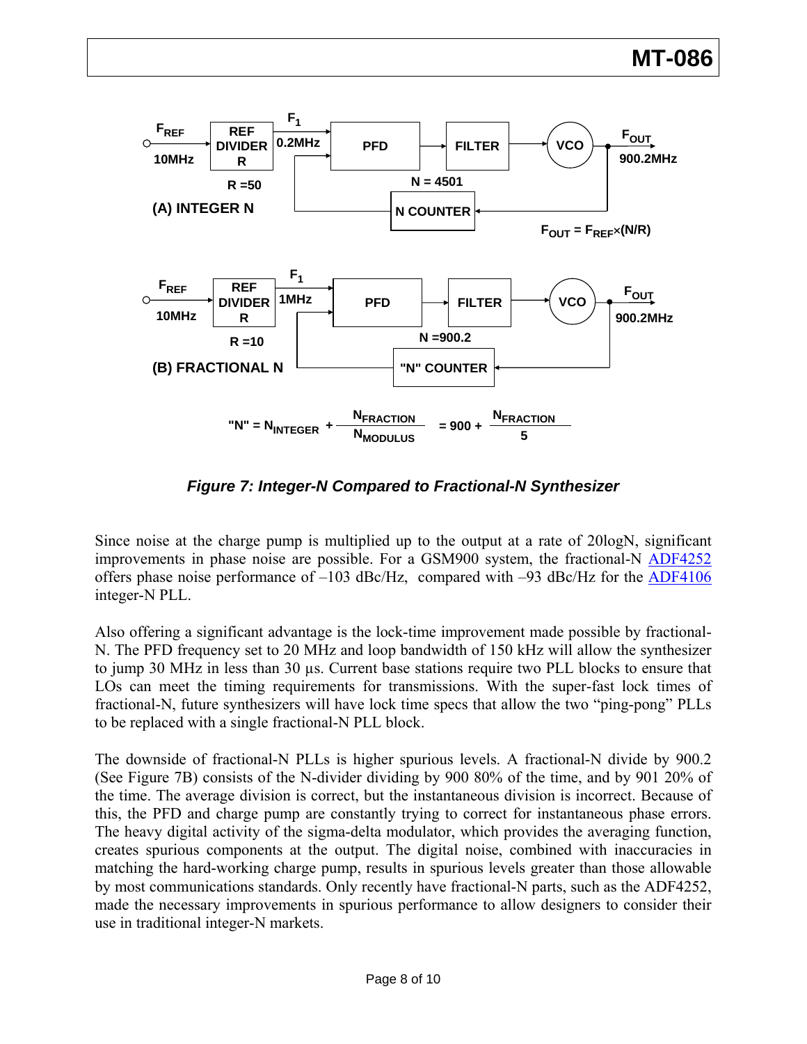$$\text{"N"} = N_{INTEGER} + \frac{N_{FRACTION}}{N_{MODULUS}} = 900 + \frac{N_{FRACTION}}{5}$$

*Figure 7: Integer-N Compared to Fractional-N Synthesizer*

Since noise at the charge pump is multiplied up to the output at a rate of 20logN, significant improvements in phase noise are possible. For a GSM900 system, the fractional-N ADF4252 offers phase noise performance of –103 dBc/Hz, compared with –93 dBc/Hz for the ADF4106 integer-N PLL.

Also offering a significant advantage is the lock-time improvement made possible by fractional-N. The PFD frequency set to 20 MHz and loop bandwidth of 150 kHz will allow the synthesizer to jump 30 MHz in less than 30 µs. Current base stations require two PLL blocks to ensure that LOs can meet the timing requirements for transmissions. With the super-fast lock times of fractional-N, future synthesizers will have lock time specs that allow the two "ping-pong" PLLs to be replaced with a single fractional-N PLL block.

The downside of fractional-N PLLs is higher spurious levels. A fractional-N divide by 900.2 (See Figure 7B) consists of the N-divider dividing by 900 80% of the time, and by 901 20% of the time. The average division is correct, but the instantaneous division is incorrect. Because of this, the PFD and charge pump are constantly trying to correct for instantaneous phase errors. The heavy digital activity of the sigma-delta modulator, which provides the averaging function, creates spurious components at the output. The digital noise, combined with inaccuracies in matching the hard-working charge pump, results in spurious levels greater than those allowable by most communications standards. Only recently have fractional-N parts, such as the ADF4252, made the necessary improvements in spurious performance to allow designers to consider their use in traditional integer-N markets.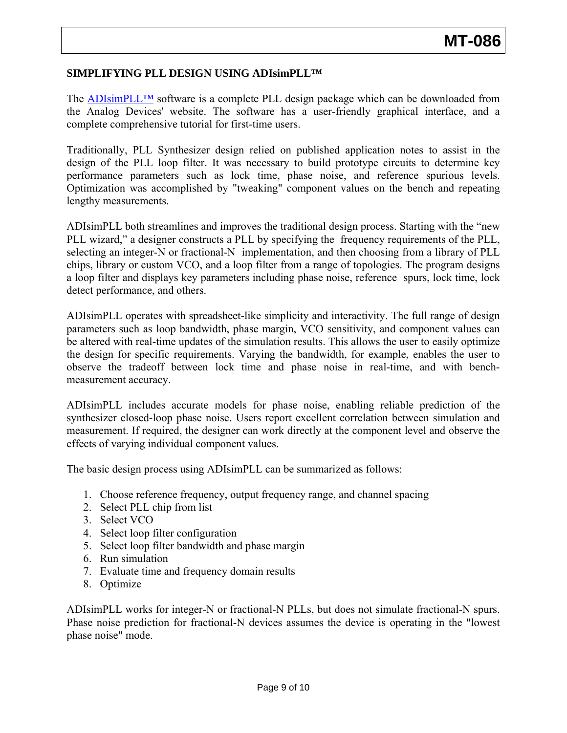## SIMPLIFYING PLL DESIGN USING ADIsimPLL™

The ADIsimPLL™ software is a complete PLL design package which can be downloaded from the Analog Devices' website. The software has a user-friendly graphical interface, and a complete comprehensive tutorial for first-time users.

Traditionally, PLL Synthesizer design relied on published application notes to assist in the design of the PLL loop filter. It was necessary to build prototype circuits to determine key performance parameters such as lock time, phase noise, and reference spurious levels. Optimization was accomplished by "tweaking" component values on the bench and repeating lengthy measurements.

ADIsimPLL both streamlines and improves the traditional design process. Starting with the "new PLL wizard," a designer constructs a PLL by specifying the frequency requirements of the PLL, selecting an integer-N or fractional-N implementation, and then choosing from a library of PLL chips, library or custom VCO, and a loop filter from a range of topologies. The program designs a loop filter and displays key parameters including phase noise, reference spurs, lock time, lock detect performance, and others.

ADIsimPLL operates with spreadsheet-like simplicity and interactivity. The full range of design parameters such as loop bandwidth, phase margin, VCO sensitivity, and component values can be altered with real-time updates of the simulation results. This allows the user to easily optimize the design for specific requirements. Varying the bandwidth, for example, enables the user to observe the tradeoff between lock time and phase noise in real-time, and with bench-measurement accuracy.

ADIsimPLL includes accurate models for phase noise, enabling reliable prediction of the synthesizer closed-loop phase noise. Users report excellent correlation between simulation and measurement. If required, the designer can work directly at the component level and observe the effects of varying individual component values.

The basic design process using ADIsimPLL can be summarized as follows:

1. Choose reference frequency, output frequency range, and channel spacing
2. Select PLL chip from list
3. Select VCO
4. Select loop filter configuration
5. Select loop filter bandwidth and phase margin
6. Run simulation
7. Evaluate time and frequency domain results
8. Optimize

ADIsimPLL works for integer-N or fractional-N PLLs, but does not simulate fractional-N spurs. Phase noise prediction for fractional-N devices assumes the device is operating in the "lowest phase noise" mode.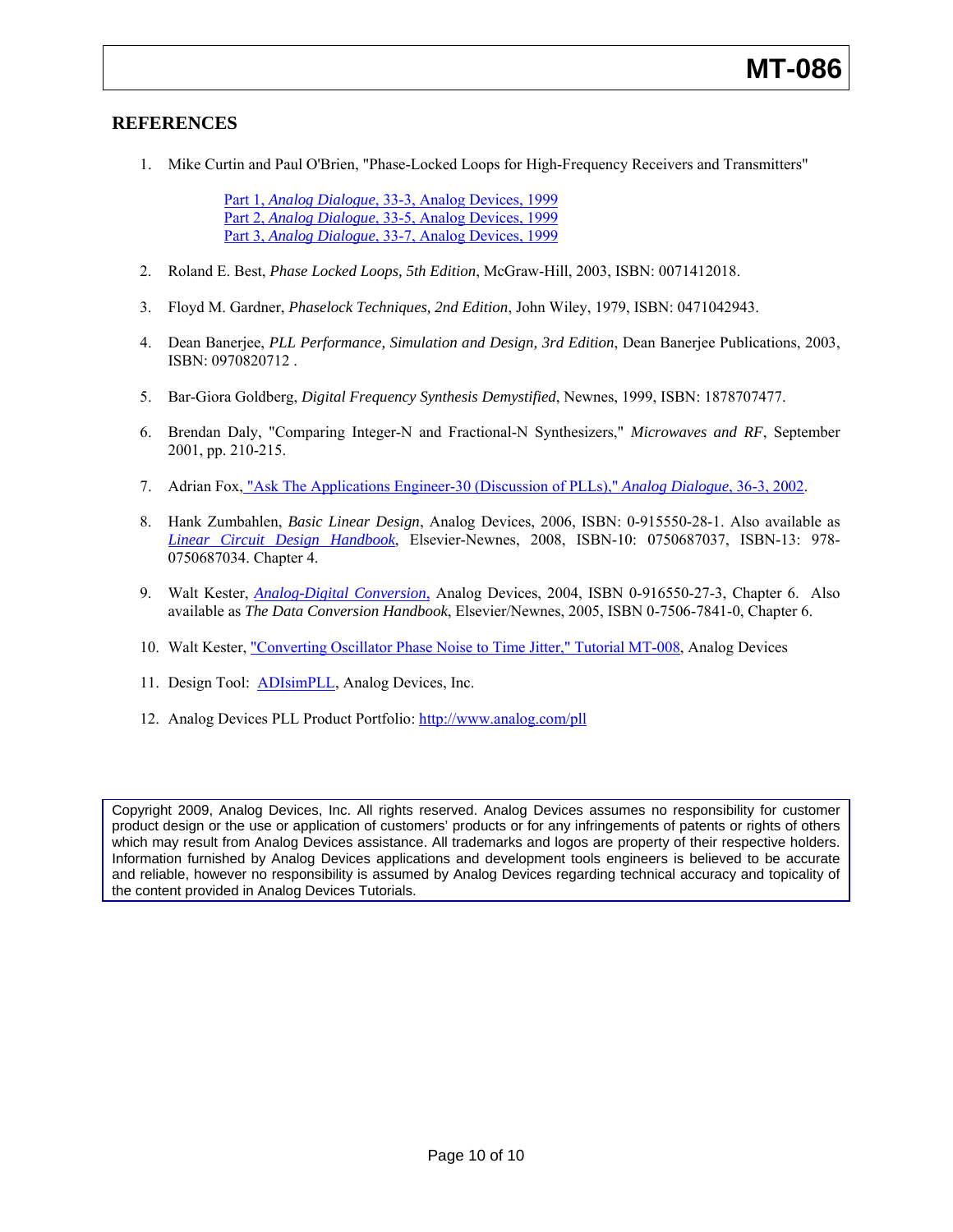## REFERENCES

1. Mike Curtin and Paul O'Brien, "Phase-Locked Loops for High-Frequency Receivers and Transmitters"

   Part 1, *Analog Dialogue*, 33-3, Analog Devices, 1999
   Part 2, *Analog Dialogue*, 33-5, Analog Devices, 1999
   Part 3, *Analog Dialogue*, 33-7, Analog Devices, 1999

2. Roland E. Best, *Phase Locked Loops, 5th Edition*, McGraw-Hill, 2003, ISBN: 0071412018.

3. Floyd M. Gardner, *Phaselock Techniques, 2nd Edition*, John Wiley, 1979, ISBN: 0471042943.

4. Dean Banerjee, *PLL Performance, Simulation and Design, 3rd Edition*, Dean Banerjee Publications, 2003, ISBN: 0970820712 .

5. Bar-Giora Goldberg, *Digital Frequency Synthesis Demystified*, Newnes, 1999, ISBN: 1878707477.

6. Brendan Daly, "Comparing Integer-N and Fractional-N Synthesizers," *Microwaves and RF*, September 2001, pp. 210-215.

7. Adrian Fox, "Ask The Applications Engineer-30 (Discussion of PLLs)," *Analog Dialogue*, 36-3, 2002.

8. Hank Zumbahlen, *Basic Linear Design*, Analog Devices, 2006, ISBN: 0-915550-28-1. Also available as *Linear Circuit Design Handbook*, Elsevier-Newnes, 2008, ISBN-10: 0750687037, ISBN-13: 978-0750687034. Chapter 4.

9. Walt Kester, *Analog-Digital Conversion*, Analog Devices, 2004, ISBN 0-916550-27-3, Chapter 6. Also available as *The Data Conversion Handbook*, Elsevier/Newnes, 2005, ISBN 0-7506-7841-0, Chapter 6.

10. Walt Kester, "Converting Oscillator Phase Noise to Time Jitter," Tutorial MT-008, Analog Devices

11. Design Tool: ADIsimPLL, Analog Devices, Inc.

12. Analog Devices PLL Product Portfolio: http://www.analog.com/pll

Copyright 2009, Analog Devices, Inc. All rights reserved. Analog Devices assumes no responsibility for customer product design or the use or application of customers' products or for any infringements of patents or rights of others which may result from Analog Devices assistance. All trademarks and logos are property of their respective holders. Information furnished by Analog Devices applications and development tools engineers is believed to be accurate and reliable, however no responsibility is assumed by Analog Devices regarding technical accuracy and topicality of the content provided in Analog Devices Tutorials.